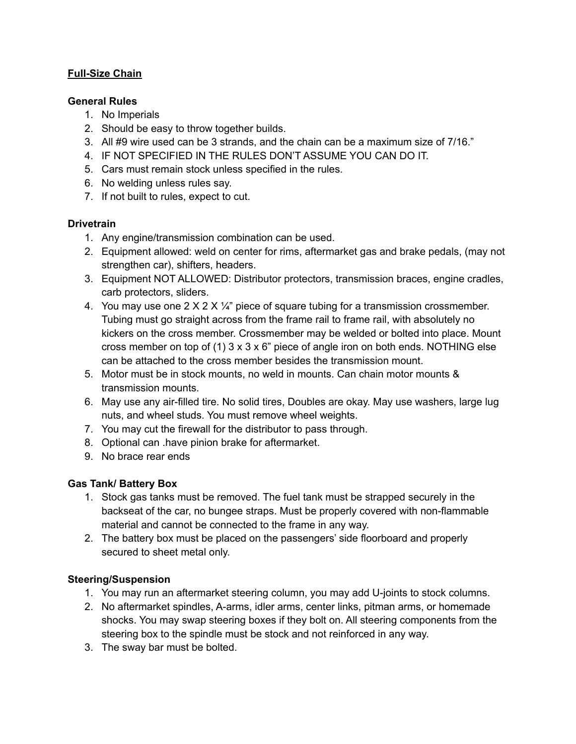**Full-Size Chain**

**General Rules**

1. No Imperials
2. Should be easy to throw together builds.
3. All #9 wire used can be 3 strands, and the chain can be a maximum size of 7/16."
4. IF NOT SPECIFIED IN THE RULES DON'T ASSUME YOU CAN DO IT.
5. Cars must remain stock unless specified in the rules.
6. No welding unless rules say.
7. If not built to rules, expect to cut.

**Drivetrain**

1. Any engine/transmission combination can be used.
2. Equipment allowed: weld on center for rims, aftermarket gas and brake pedals, (may not strengthen car), shifters, headers.
3. Equipment NOT ALLOWED: Distributor protectors, transmission braces, engine cradles, carb protectors, sliders.
4. You may use one 2 X 2 X ¼" piece of square tubing for a transmission crossmember. Tubing must go straight across from the frame rail to frame rail, with absolutely no kickers on the cross member. Crossmember may be welded or bolted into place. Mount cross member on top of (1) 3 x 3 x 6" piece of angle iron on both ends. NOTHING else can be attached to the cross member besides the transmission mount.
5. Motor must be in stock mounts, no weld in mounts. Can chain motor mounts & transmission mounts.
6. May use any air-filled tire. No solid tires, Doubles are okay. May use washers, large lug nuts, and wheel studs. You must remove wheel weights.
7. You may cut the firewall for the distributor to pass through.
8. Optional can .have pinion brake for aftermarket.
9. No brace rear ends

**Gas Tank/ Battery Box**

1. Stock gas tanks must be removed. The fuel tank must be strapped securely in the backseat of the car, no bungee straps. Must be properly covered with non-flammable material and cannot be connected to the frame in any way.
2. The battery box must be placed on the passengers' side floorboard and properly secured to sheet metal only.

**Steering/Suspension**

1. You may run an aftermarket steering column, you may add U-joints to stock columns.
2. No aftermarket spindles, A-arms, idler arms, center links, pitman arms, or homemade shocks. You may swap steering boxes if they bolt on. All steering components from the steering box to the spindle must be stock and not reinforced in any way.
3. The sway bar must be bolted.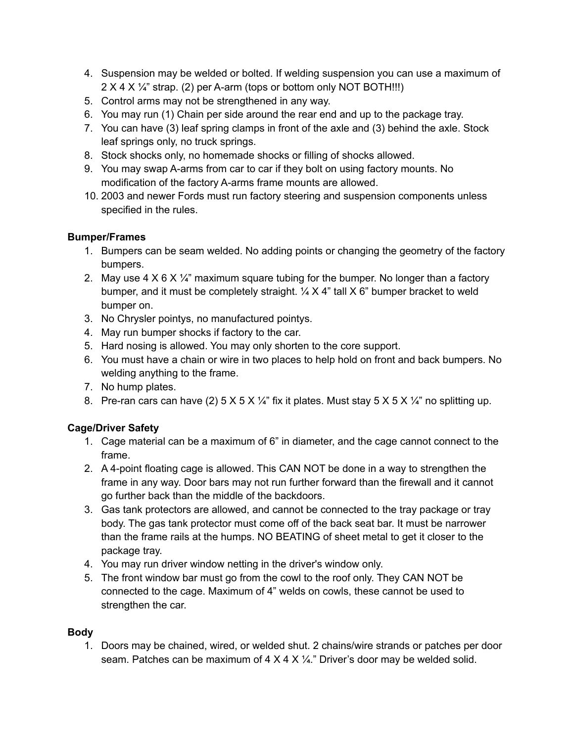4. Suspension may be welded or bolted. If welding suspension you can use a maximum of 2 X 4 X ¼" strap. (2) per A-arm (tops or bottom only NOT BOTH!!!)
5. Control arms may not be strengthened in any way.
6. You may run (1) Chain per side around the rear end and up to the package tray.
7. You can have (3) leaf spring clamps in front of the axle and (3) behind the axle. Stock leaf springs only, no truck springs.
8. Stock shocks only, no homemade shocks or filling of shocks allowed.
9. You may swap A-arms from car to car if they bolt on using factory mounts. No modification of the factory A-arms frame mounts are allowed.
10. 2003 and newer Fords must run factory steering and suspension components unless specified in the rules.

**Bumper/Frames**

1. Bumpers can be seam welded. No adding points or changing the geometry of the factory bumpers.
2. May use 4 X 6 X ¼" maximum square tubing for the bumper. No longer than a factory bumper, and it must be completely straight. ¼ X 4" tall X 6" bumper bracket to weld bumper on.
3. No Chrysler pointys, no manufactured pointys.
4. May run bumper shocks if factory to the car.
5. Hard nosing is allowed. You may only shorten to the core support.
6. You must have a chain or wire in two places to help hold on front and back bumpers. No welding anything to the frame.
7. No hump plates.
8. Pre-ran cars can have (2) 5 X 5 X ¼" fix it plates. Must stay 5 X 5 X ¼" no splitting up.

**Cage/Driver Safety**

1. Cage material can be a maximum of 6" in diameter, and the cage cannot connect to the frame.
2. A 4-point floating cage is allowed. This CAN NOT be done in a way to strengthen the frame in any way. Door bars may not run further forward than the firewall and it cannot go further back than the middle of the backdoors.
3. Gas tank protectors are allowed, and cannot be connected to the tray package or tray body. The gas tank protector must come off of the back seat bar. It must be narrower than the frame rails at the humps. NO BEATING of sheet metal to get it closer to the package tray.
4. You may run driver window netting in the driver's window only.
5. The front window bar must go from the cowl to the roof only. They CAN NOT be connected to the cage. Maximum of 4" welds on cowls, these cannot be used to strengthen the car.

**Body**

1. Doors may be chained, wired, or welded shut. 2 chains/wire strands or patches per door seam. Patches can be maximum of 4 X 4 X ¼." Driver's door may be welded solid.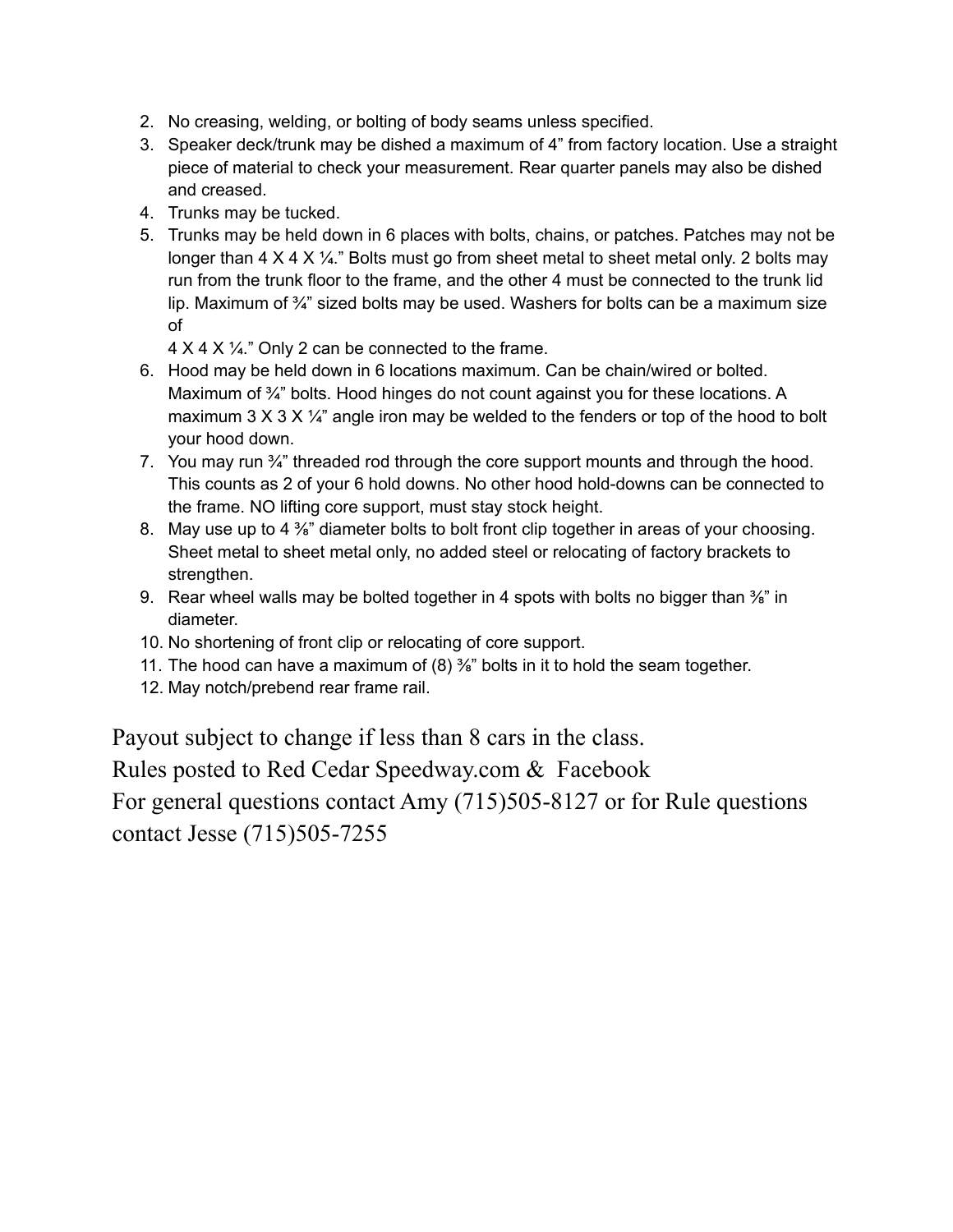2. No creasing, welding, or bolting of body seams unless specified.
3. Speaker deck/trunk may be dished a maximum of 4” from factory location. Use a straight piece of material to check your measurement. Rear quarter panels may also be dished and creased.
4. Trunks may be tucked.
5. Trunks may be held down in 6 places with bolts, chains, or patches. Patches may not be longer than 4 X 4 X ¼.” Bolts must go from sheet metal to sheet metal only. 2 bolts may run from the trunk floor to the frame, and the other 4 must be connected to the trunk lid lip. Maximum of ¾” sized bolts may be used. Washers for bolts can be a maximum size of
   4 X 4 X ¼.” Only 2 can be connected to the frame.
6. Hood may be held down in 6 locations maximum. Can be chain/wired or bolted. Maximum of ¾” bolts. Hood hinges do not count against you for these locations. A maximum 3 X 3 X ¼” angle iron may be welded to the fenders or top of the hood to bolt your hood down.
7. You may run ¾” threaded rod through the core support mounts and through the hood. This counts as 2 of your 6 hold downs. No other hood hold-downs can be connected to the frame. NO lifting core support, must stay stock height.
8. May use up to 4 ⅜” diameter bolts to bolt front clip together in areas of your choosing. Sheet metal to sheet metal only, no added steel or relocating of factory brackets to strengthen.
9. Rear wheel walls may be bolted together in 4 spots with bolts no bigger than ⅜” in diameter.
10. No shortening of front clip or relocating of core support.
11. The hood can have a maximum of (8) ⅜” bolts in it to hold the seam together.
12. May notch/prebend rear frame rail.

Payout subject to change if less than 8 cars in the class.
Rules posted to Red Cedar Speedway.com & Facebook
For general questions contact Amy (715)505-8127 or for Rule questions contact Jesse (715)505-7255